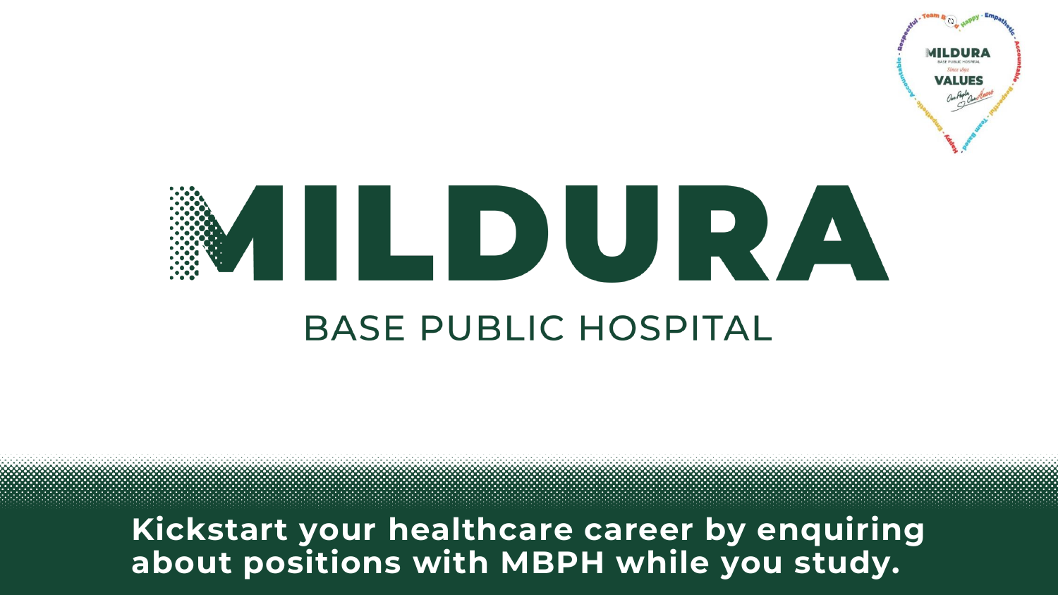# MILDURA

## BASE PUBLIC HOSPITAL

**Kickstart your healthcare career by enquiring about positions with MBPH while you study.**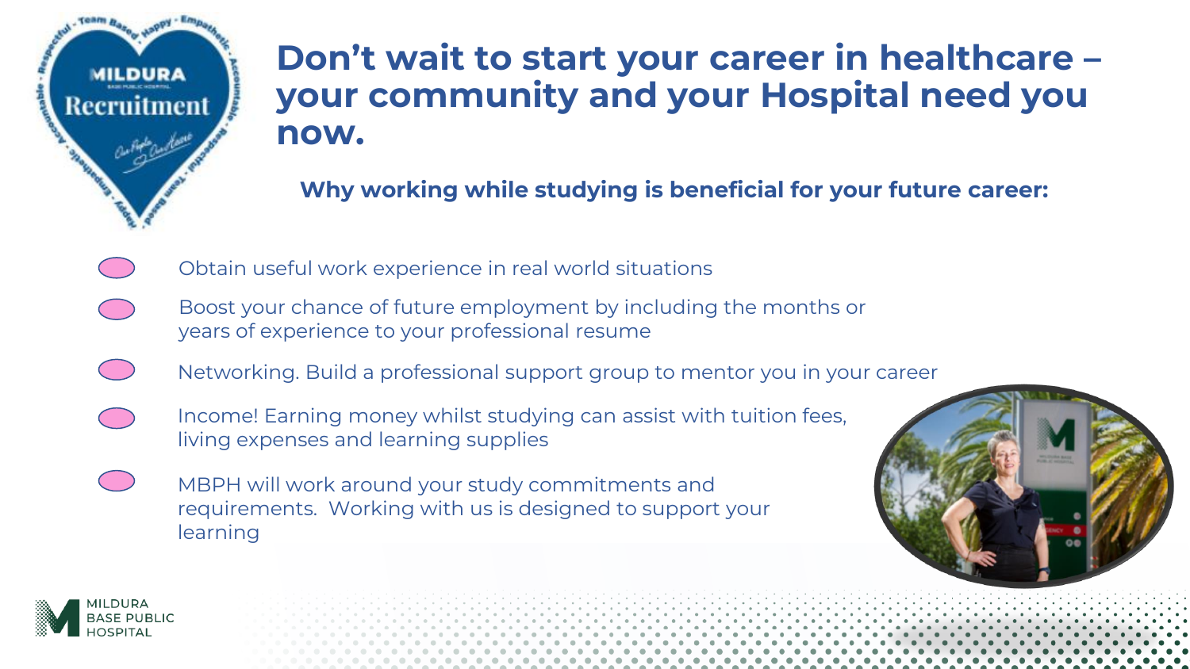# Don’t wait to start your career in healthcare – your community and your Hospital need you now.

## Why working while studying is beneficial for your future career:

- Obtain useful work experience in real world situations
- Boost your chance of future employment by including the months or years of experience to your professional resume
- Networking. Build a professional support group to mentor you in your career
- Income! Earning money whilst studying can assist with tuition fees, living expenses and learning supplies
- MBPH will work around your study commitments and requirements. Working with us is designed to support your learning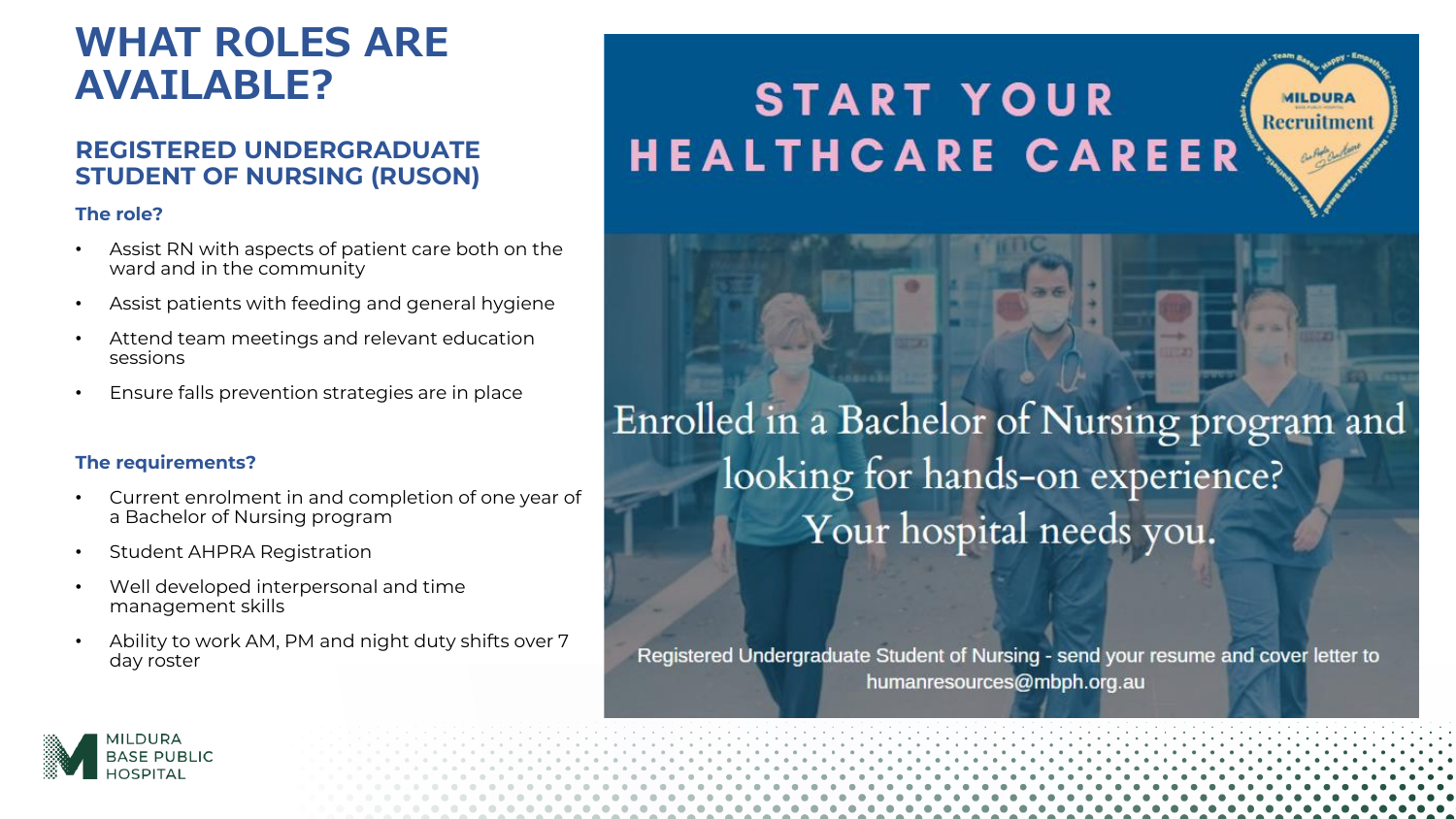# WHAT ROLES ARE AVAILABLE?

## REGISTERED UNDERGRADUATE STUDENT OF NURSING (RUSON)

### The role?

- Assist RN with aspects of patient care both on the ward and in the community
- Assist patients with feeding and general hygiene
- Attend team meetings and relevant education sessions
- Ensure falls prevention strategies are in place

### The requirements?

- Current enrolment in and completion of one year of a Bachelor of Nursing program
- Student AHPRA Registration
- Well developed interpersonal and time management skills
- Ability to work AM, PM and night duty shifts over 7 day roster

START YOUR HEALTHCARE CAREER

MILDURA Recruitment

Enrolled in a Bachelor of Nursing program and looking for hands-on experience? Your hospital needs you.

Registered Undergraduate Student of Nursing - send your resume and cover letter to humanresources@mbph.org.au

MILDURA BASE PUBLIC HOSPITAL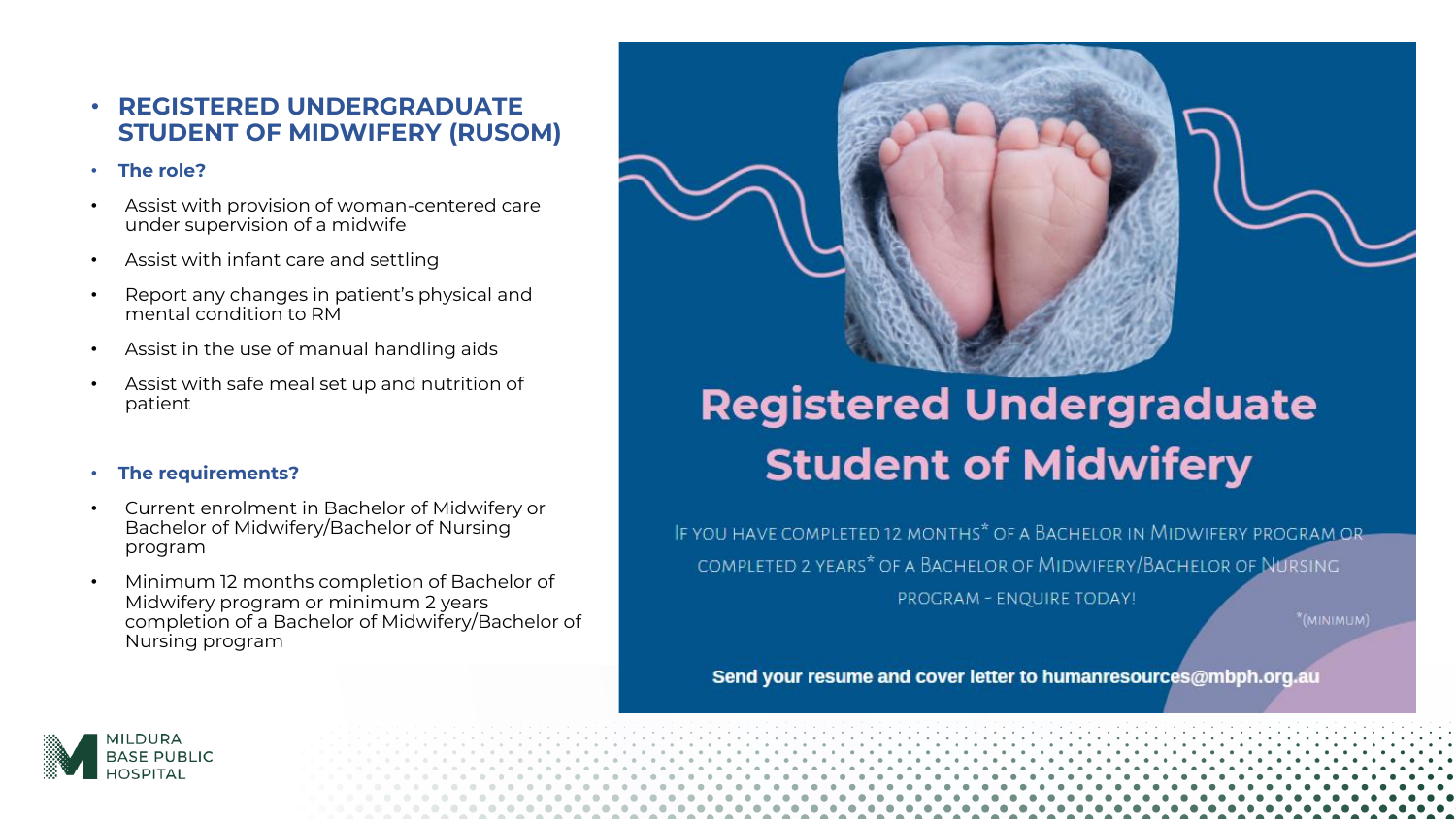- **REGISTERED UNDERGRADUATE STUDENT OF MIDWIFERY (RUSOM)**

- **The role?**
- Assist with provision of woman-centered care under supervision of a midwife
- Assist with infant care and settling
- Report any changes in patient's physical and mental condition to RM
- Assist in the use of manual handling aids
- Assist with safe meal set up and nutrition of patient

- **The requirements?**
- Current enrolment in Bachelor of Midwifery or Bachelor of Midwifery/Bachelor of Nursing program
- Minimum 12 months completion of Bachelor of Midwifery program or minimum 2 years completion of a Bachelor of Midwifery/Bachelor of Nursing program

# Registered Undergraduate Student of Midwifery

If you have completed 12 months* of a Bachelor in Midwifery program or completed 2 years* of a Bachelor of Midwifery/Bachelor of Nursing program - enquire today!

*(minimum)

**Send your resume and cover letter to humanresources@mbph.org.au**

MILDURA BASE PUBLIC HOSPITAL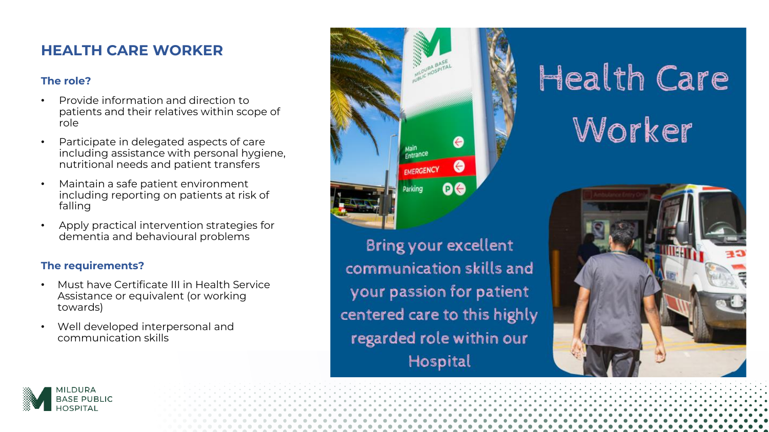# HEALTH CARE WORKER

### The role?

- Provide information and direction to patients and their relatives within scope of role
- Participate in delegated aspects of care including assistance with personal hygiene, nutritional needs and patient transfers
- Maintain a safe patient environment including reporting on patients at risk of falling
- Apply practical intervention strategies for dementia and behavioural problems

### The requirements?

- Must have Certificate III in Health Service Assistance or equivalent (or working towards)
- Well developed interpersonal and communication skills

Health Care Worker

Bring your excellent communication skills and your passion for patient centered care to this highly regarded role within our Hospital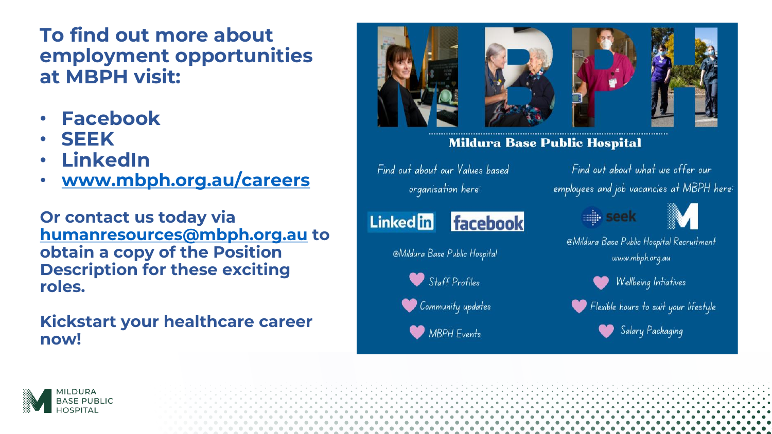## To find out more about employment opportunities at MBPH visit:

- Facebook
- SEEK
- LinkedIn
- www.mbph.org.au/careers

**Or contact us today via humanresources@mbph.org.au to obtain a copy of the Position Description for these exciting roles.**

**Kickstart your healthcare career now!**

MBPH

**Mildura Base Public Hospital**

*Find out about our Values based organisation here:*

LinkedIn facebook

@Mildura Base Public Hospital

- Staff Profiles
- Community updates
- MBPH Events

*Find out about what we offer our employees and job vacancies at MBPH here:*

seek M

@Mildura Base Public Hospital Recruitment

www.mbph.org.au

- Wellbeing Intiatives
- Flexible hours to suit your lifestyle
- Salary Packaging